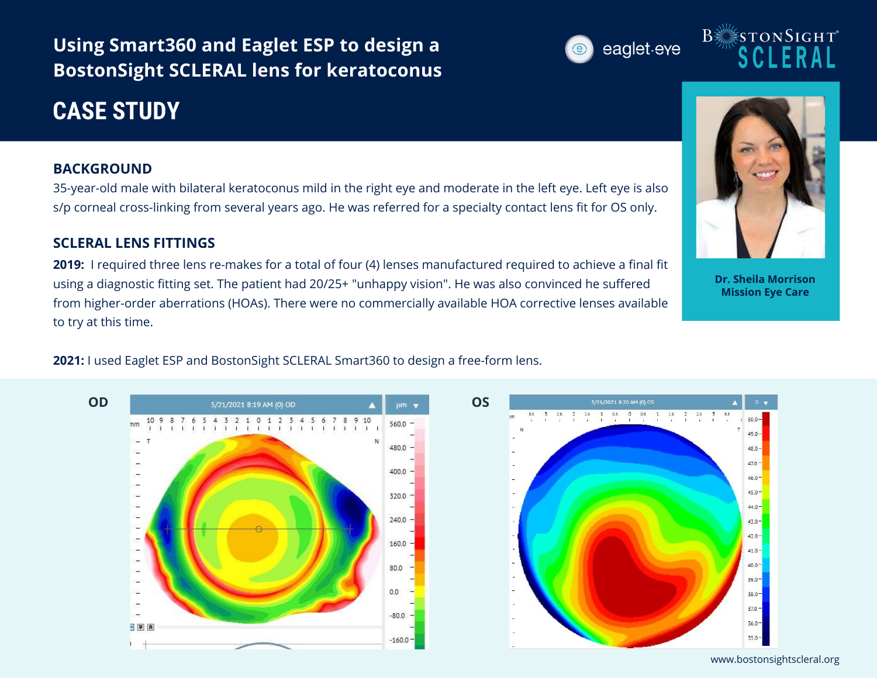# Using Smart360 and Eaglet ESP to design a BostonSight SCLERAL lens for keratoconus

## CASE STUDY

Dr. Sheila Morrison
Mission Eye Care

### BACKGROUND

35-year-old male with bilateral keratoconus mild in the right eye and moderate in the left eye. Left eye is also s/p corneal cross-linking from several years ago. He was referred for a specialty contact lens fit for OS only.

### SCLERAL LENS FITTINGS

**2019:** I required three lens re-makes for a total of four (4) lenses manufactured required to achieve a final fit using a diagnostic fitting set. The patient had 20/25+ "unhappy vision". He was also convinced he suffered from higher-order aberrations (HOAs). There were no commercially available HOA corrective lenses available to try at this time.

**2021:** I used Eaglet ESP and BostonSight SCLERAL Smart360 to design a free-form lens.

**OD**

**OS**

www.bostonsightscleral.org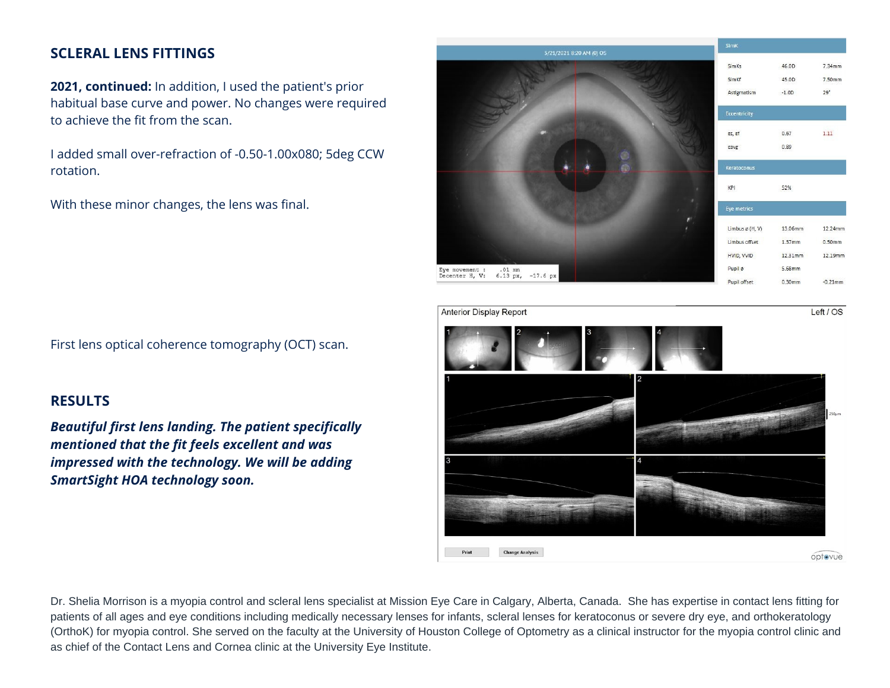## SCLERAL LENS FITTINGS

**2021, continued:** In addition, I used the patient's prior habitual base curve and power. No changes were required to achieve the fit from the scan.

I added small over-refraction of -0.50-1.00x080; 5deg CCW rotation.

With these minor changes, the lens was final.

First lens optical coherence tomography (OCT) scan.

## RESULTS

***Beautiful first lens landing. The patient specifically mentioned that the fit feels excellent and was impressed with the technology. We will be adding SmartSight HOA technology soon.***

Dr. Shelia Morrison is a myopia control and scleral lens specialist at Mission Eye Care in Calgary, Alberta, Canada. She has expertise in contact lens fitting for patients of all ages and eye conditions including medically necessary lenses for infants, scleral lenses for keratoconus or severe dry eye, and orthokeratology (OrthoK) for myopia control. She served on the faculty at the University of Houston College of Optometry as a clinical instructor for the myopia control clinic and as chief of the Contact Lens and Cornea clinic at the University Eye Institute.